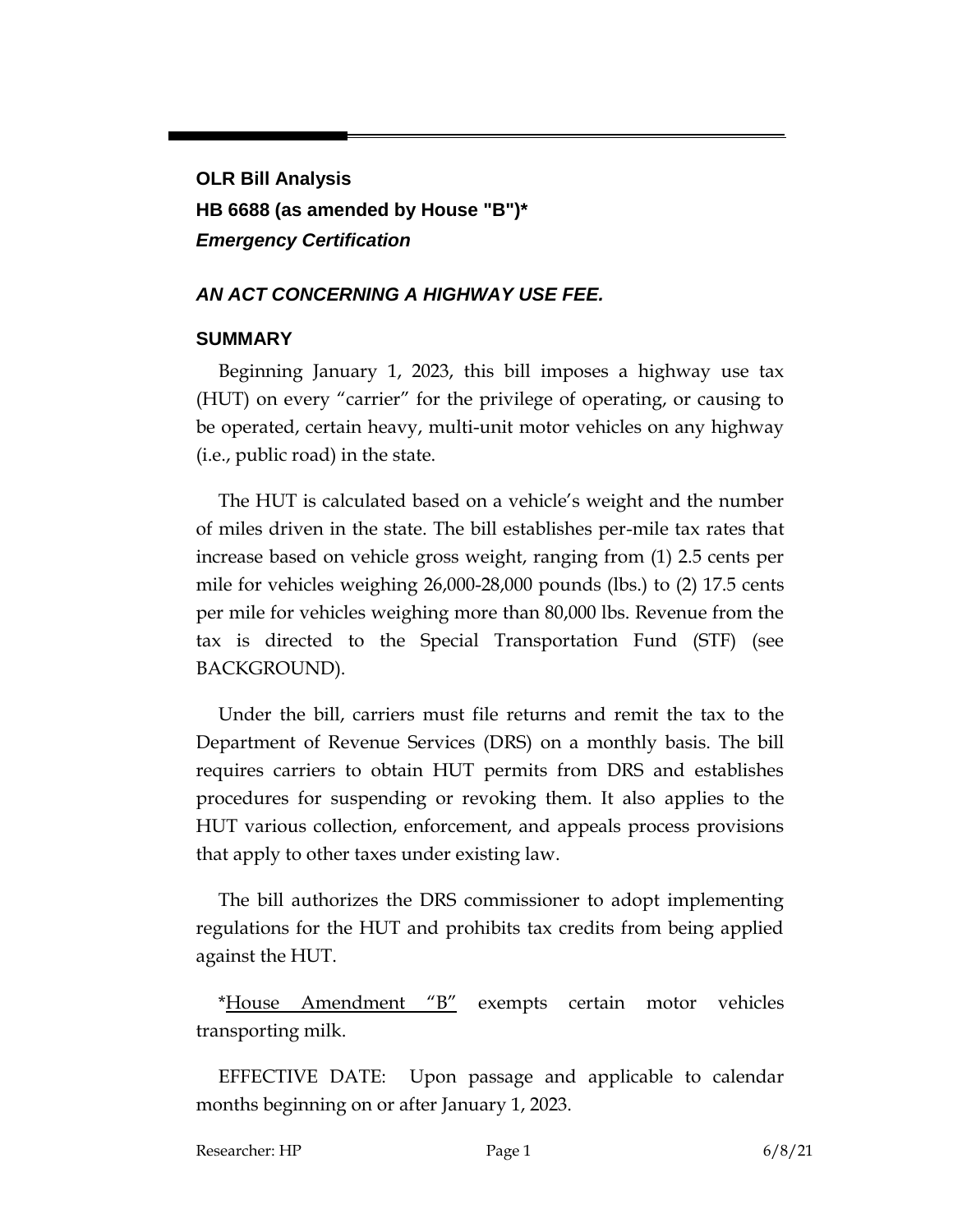**OLR Bill Analysis**

**HB 6688 (as amended by House "B")\***

***Emergency Certification***

## *AN ACT CONCERNING A HIGHWAY USE FEE.*

### SUMMARY

Beginning January 1, 2023, this bill imposes a highway use tax (HUT) on every "carrier" for the privilege of operating, or causing to be operated, certain heavy, multi-unit motor vehicles on any highway (i.e., public road) in the state.

The HUT is calculated based on a vehicle's weight and the number of miles driven in the state. The bill establishes per-mile tax rates that increase based on vehicle gross weight, ranging from (1) 2.5 cents per mile for vehicles weighing 26,000-28,000 pounds (lbs.) to (2) 17.5 cents per mile for vehicles weighing more than 80,000 lbs. Revenue from the tax is directed to the Special Transportation Fund (STF) (see BACKGROUND).

Under the bill, carriers must file returns and remit the tax to the Department of Revenue Services (DRS) on a monthly basis. The bill requires carriers to obtain HUT permits from DRS and establishes procedures for suspending or revoking them. It also applies to the HUT various collection, enforcement, and appeals process provisions that apply to other taxes under existing law.

The bill authorizes the DRS commissioner to adopt implementing regulations for the HUT and prohibits tax credits from being applied against the HUT.

\*<u>House Amendment "B"</u> exempts certain motor vehicles transporting milk.

EFFECTIVE DATE: Upon passage and applicable to calendar months beginning on or after January 1, 2023.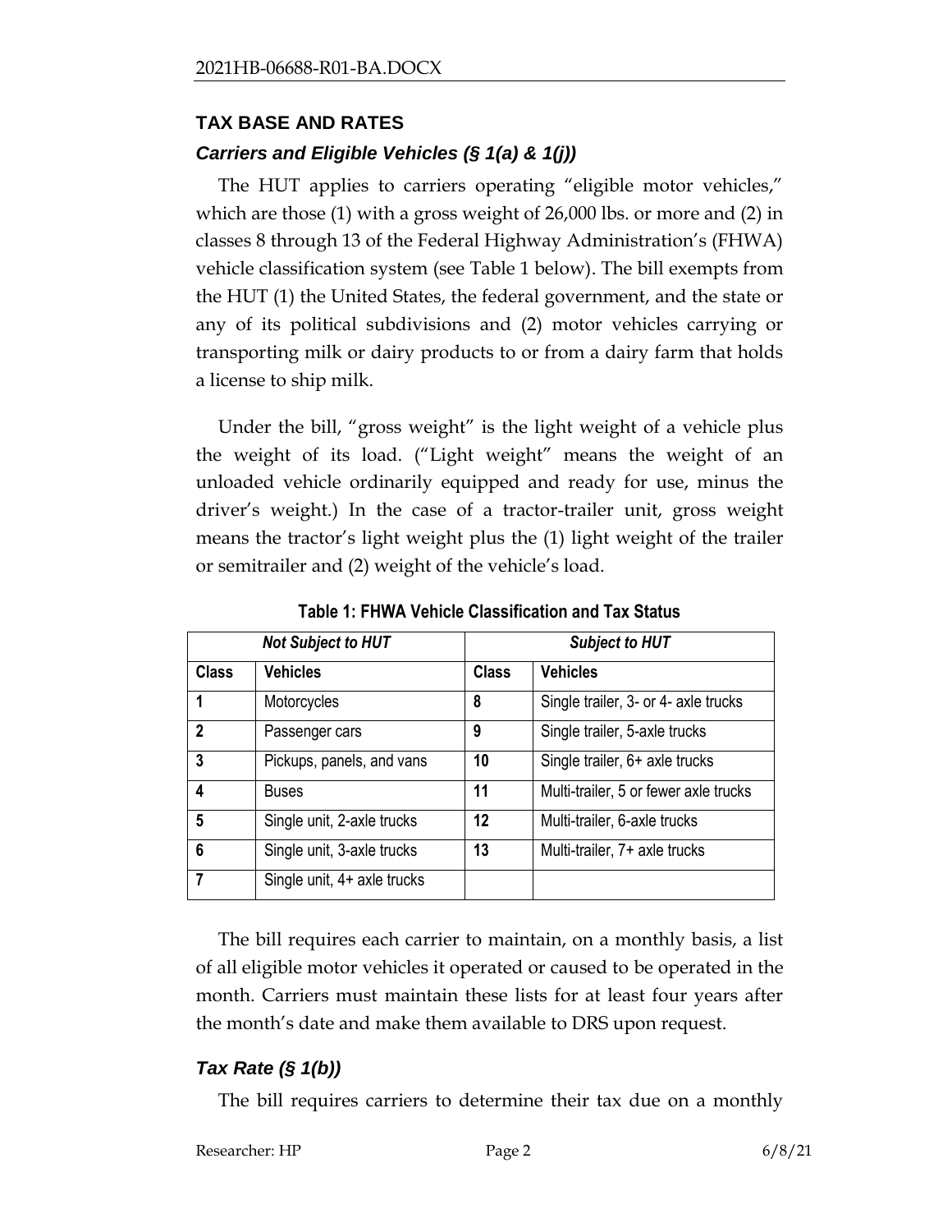## TAX BASE AND RATES

### *Carriers and Eligible Vehicles (§ 1(a) & 1(j))*

The HUT applies to carriers operating "eligible motor vehicles," which are those (1) with a gross weight of 26,000 lbs. or more and (2) in classes 8 through 13 of the Federal Highway Administration's (FHWA) vehicle classification system (see Table 1 below). The bill exempts from the HUT (1) the United States, the federal government, and the state or any of its political subdivisions and (2) motor vehicles carrying or transporting milk or dairy products to or from a dairy farm that holds a license to ship milk.

Under the bill, "gross weight" is the light weight of a vehicle plus the weight of its load. ("Light weight" means the weight of an unloaded vehicle ordinarily equipped and ready for use, minus the driver's weight.) In the case of a tractor-trailer unit, gross weight means the tractor's light weight plus the (1) light weight of the trailer or semitrailer and (2) weight of the vehicle's load.

**Table 1: FHWA Vehicle Classification and Tax Status**

| *Not Subject to HUT* | | *Subject to HUT* | |
|---|---|---|---|
| **Class** | **Vehicles** | **Class** | **Vehicles** |
| **1** | Motorcycles | **8** | Single trailer, 3- or 4- axle trucks |
| **2** | Passenger cars | **9** | Single trailer, 5-axle trucks |
| **3** | Pickups, panels, and vans | **10** | Single trailer, 6+ axle trucks |
| **4** | Buses | **11** | Multi-trailer, 5 or fewer axle trucks |
| **5** | Single unit, 2-axle trucks | **12** | Multi-trailer, 6-axle trucks |
| **6** | Single unit, 3-axle trucks | **13** | Multi-trailer, 7+ axle trucks |
| **7** | Single unit, 4+ axle trucks | | |

The bill requires each carrier to maintain, on a monthly basis, a list of all eligible motor vehicles it operated or caused to be operated in the month. Carriers must maintain these lists for at least four years after the month's date and make them available to DRS upon request.

### *Tax Rate (§ 1(b))*

The bill requires carriers to determine their tax due on a monthly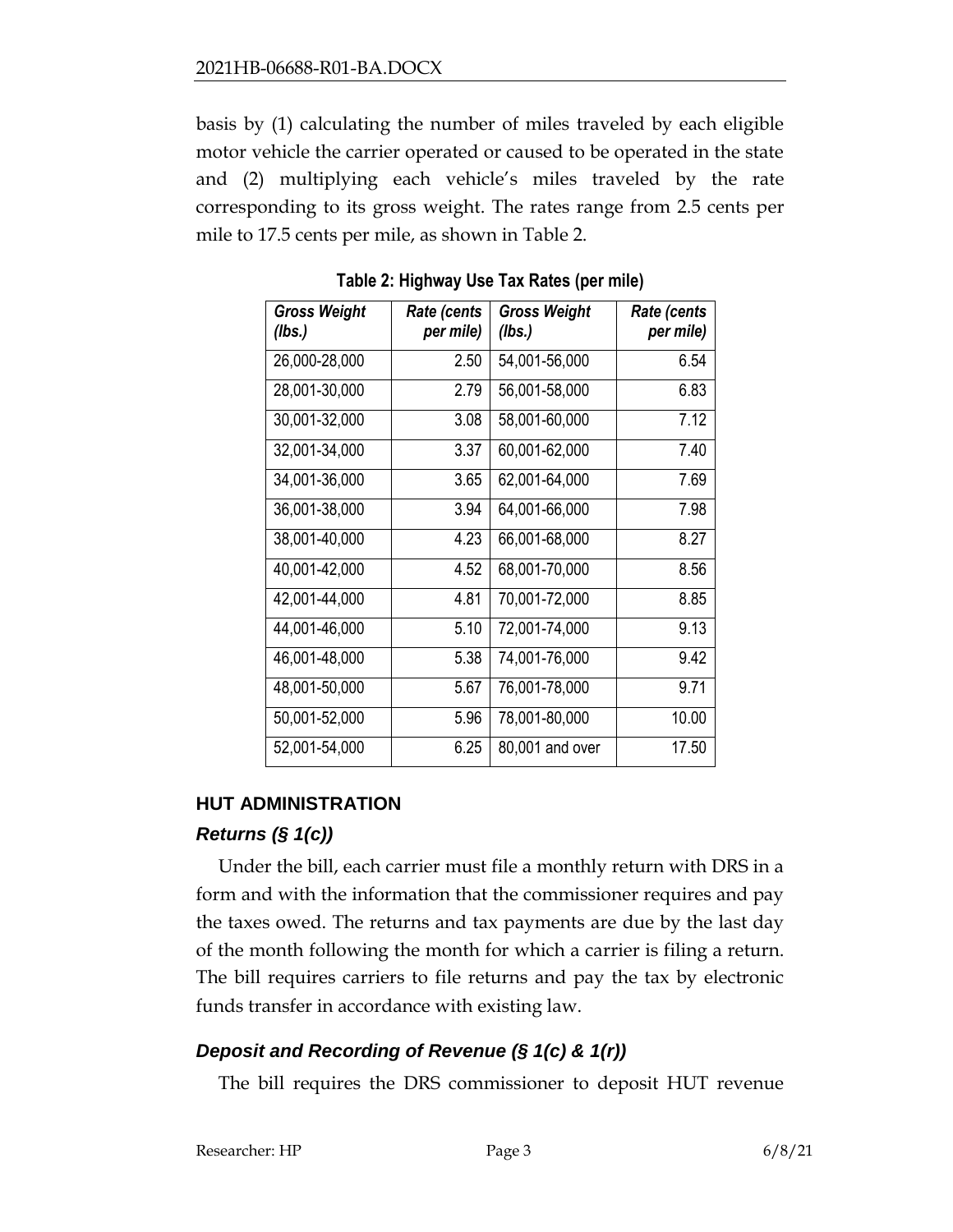basis by (1) calculating the number of miles traveled by each eligible motor vehicle the carrier operated or caused to be operated in the state and (2) multiplying each vehicle's miles traveled by the rate corresponding to its gross weight. The rates range from 2.5 cents per mile to 17.5 cents per mile, as shown in Table 2.

**Table 2: Highway Use Tax Rates (per mile)**

| *Gross Weight (lbs.)* | *Rate (cents per mile)* | *Gross Weight (lbs.)* | *Rate (cents per mile)* |
|---|---:|---|---:|
| 26,000-28,000 | 2.50 | 54,001-56,000 | 6.54 |
| 28,001-30,000 | 2.79 | 56,001-58,000 | 6.83 |
| 30,001-32,000 | 3.08 | 58,001-60,000 | 7.12 |
| 32,001-34,000 | 3.37 | 60,001-62,000 | 7.40 |
| 34,001-36,000 | 3.65 | 62,001-64,000 | 7.69 |
| 36,001-38,000 | 3.94 | 64,001-66,000 | 7.98 |
| 38,001-40,000 | 4.23 | 66,001-68,000 | 8.27 |
| 40,001-42,000 | 4.52 | 68,001-70,000 | 8.56 |
| 42,001-44,000 | 4.81 | 70,001-72,000 | 8.85 |
| 44,001-46,000 | 5.10 | 72,001-74,000 | 9.13 |
| 46,001-48,000 | 5.38 | 74,001-76,000 | 9.42 |
| 48,001-50,000 | 5.67 | 76,001-78,000 | 9.71 |
| 50,001-52,000 | 5.96 | 78,001-80,000 | 10.00 |
| 52,001-54,000 | 6.25 | 80,001 and over | 17.50 |

## HUT ADMINISTRATION

### *Returns (§ 1(c))*

Under the bill, each carrier must file a monthly return with DRS in a form and with the information that the commissioner requires and pay the taxes owed. The returns and tax payments are due by the last day of the month following the month for which a carrier is filing a return. The bill requires carriers to file returns and pay the tax by electronic funds transfer in accordance with existing law.

### *Deposit and Recording of Revenue (§ 1(c) & 1(r))*

The bill requires the DRS commissioner to deposit HUT revenue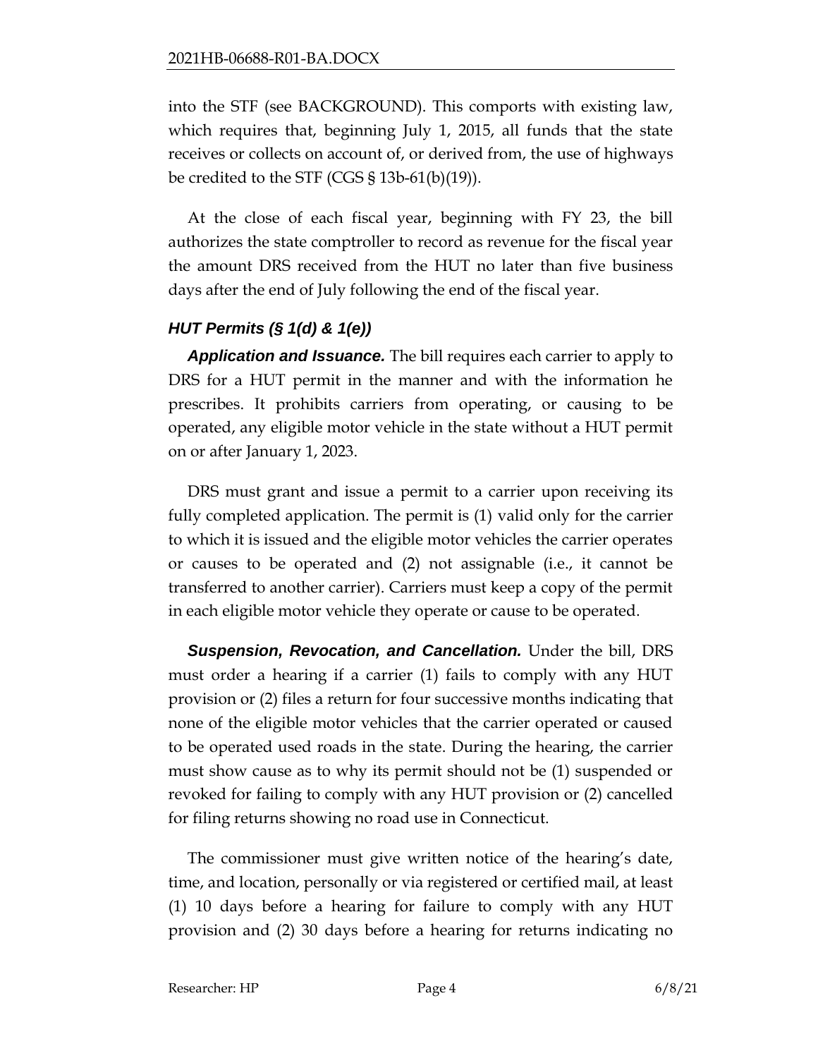into the STF (see BACKGROUND). This comports with existing law, which requires that, beginning July 1, 2015, all funds that the state receives or collects on account of, or derived from, the use of highways be credited to the STF (CGS § 13b-61(b)(19)).

At the close of each fiscal year, beginning with FY 23, the bill authorizes the state comptroller to record as revenue for the fiscal year the amount DRS received from the HUT no later than five business days after the end of July following the end of the fiscal year.

### *HUT Permits (§ 1(d) & 1(e))*

***Application and Issuance.*** The bill requires each carrier to apply to DRS for a HUT permit in the manner and with the information he prescribes. It prohibits carriers from operating, or causing to be operated, any eligible motor vehicle in the state without a HUT permit on or after January 1, 2023.

DRS must grant and issue a permit to a carrier upon receiving its fully completed application. The permit is (1) valid only for the carrier to which it is issued and the eligible motor vehicles the carrier operates or causes to be operated and (2) not assignable (i.e., it cannot be transferred to another carrier). Carriers must keep a copy of the permit in each eligible motor vehicle they operate or cause to be operated.

***Suspension, Revocation, and Cancellation.*** Under the bill, DRS must order a hearing if a carrier (1) fails to comply with any HUT provision or (2) files a return for four successive months indicating that none of the eligible motor vehicles that the carrier operated or caused to be operated used roads in the state. During the hearing, the carrier must show cause as to why its permit should not be (1) suspended or revoked for failing to comply with any HUT provision or (2) cancelled for filing returns showing no road use in Connecticut.

The commissioner must give written notice of the hearing's date, time, and location, personally or via registered or certified mail, at least (1) 10 days before a hearing for failure to comply with any HUT provision and (2) 30 days before a hearing for returns indicating no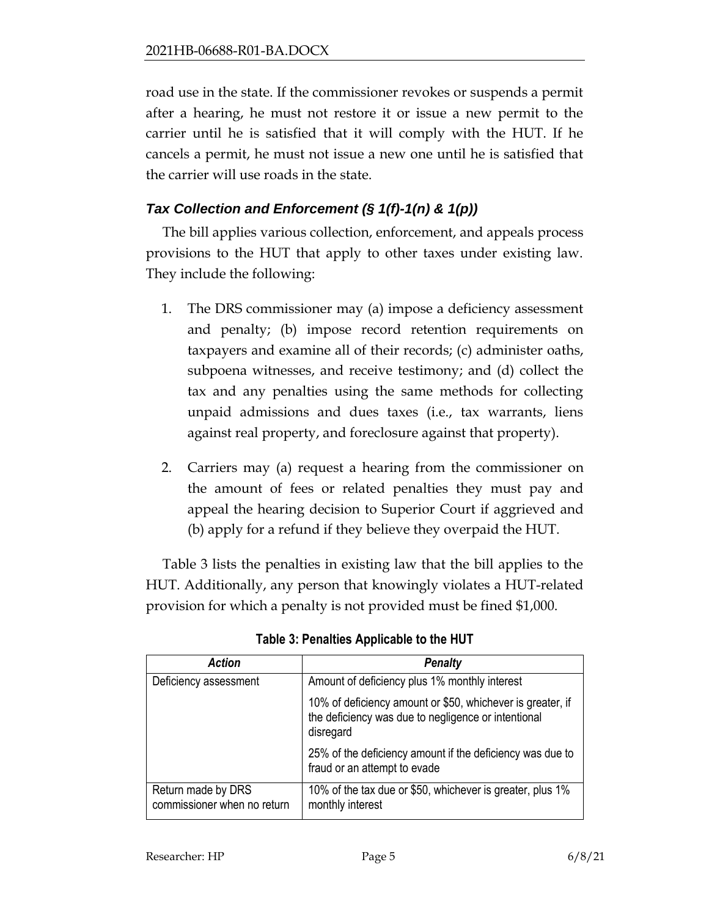road use in the state. If the commissioner revokes or suspends a permit after a hearing, he must not restore it or issue a new permit to the carrier until he is satisfied that it will comply with the HUT. If he cancels a permit, he must not issue a new one until he is satisfied that the carrier will use roads in the state.

### *Tax Collection and Enforcement (§ 1(f)-1(n) & 1(p))*

The bill applies various collection, enforcement, and appeals process provisions to the HUT that apply to other taxes under existing law. They include the following:

1. The DRS commissioner may (a) impose a deficiency assessment and penalty; (b) impose record retention requirements on taxpayers and examine all of their records; (c) administer oaths, subpoena witnesses, and receive testimony; and (d) collect the tax and any penalties using the same methods for collecting unpaid admissions and dues taxes (i.e., tax warrants, liens against real property, and foreclosure against that property).

2. Carriers may (a) request a hearing from the commissioner on the amount of fees or related penalties they must pay and appeal the hearing decision to Superior Court if aggrieved and (b) apply for a refund if they believe they overpaid the HUT.

Table 3 lists the penalties in existing law that the bill applies to the HUT. Additionally, any person that knowingly violates a HUT-related provision for which a penalty is not provided must be fined $1,000.

**Table 3: Penalties Applicable to the HUT**

| *Action* | *Penalty* |
| --- | --- |
| Deficiency assessment | Amount of deficiency plus 1% monthly interest |
| | 10% of deficiency amount or $50, whichever is greater, if the deficiency was due to negligence or intentional disregard |
| | 25% of the deficiency amount if the deficiency was due to fraud or an attempt to evade |
| Return made by DRS commissioner when no return | 10% of the tax due or $50, whichever is greater, plus 1% monthly interest |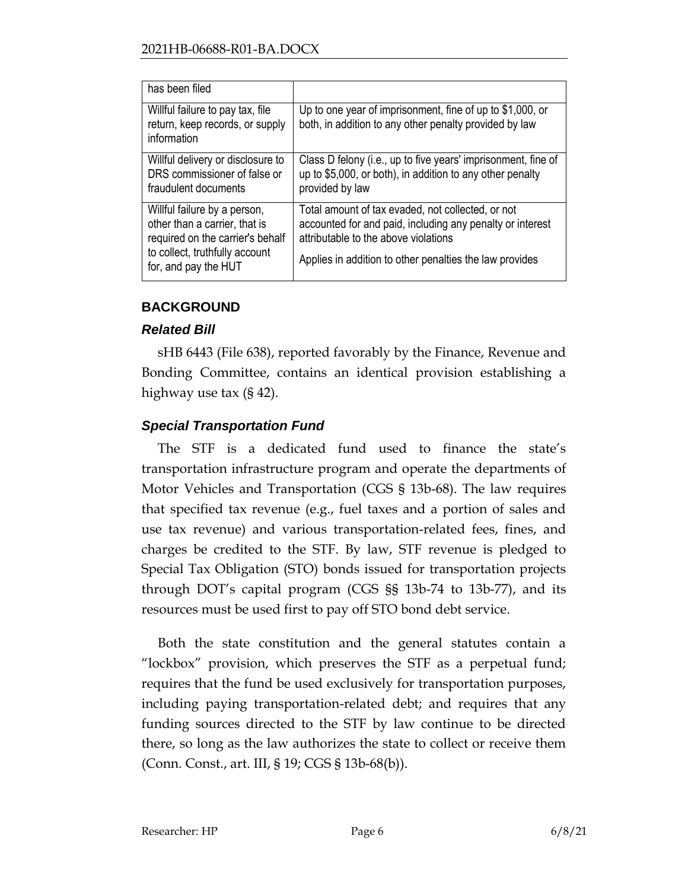| | |
|---|---|
| has been filed | |
| Willful failure to pay tax, file return, keep records, or supply information | Up to one year of imprisonment, fine of up to $1,000, or both, in addition to any other penalty provided by law |
| Willful delivery or disclosure to DRS commissioner of false or fraudulent documents | Class D felony (i.e., up to five years' imprisonment, fine of up to $5,000, or both), in addition to any other penalty provided by law |
| Willful failure by a person, other than a carrier, that is required on the carrier's behalf to collect, truthfully account for, and pay the HUT | Total amount of tax evaded, not collected, or not accounted for and paid, including any penalty or interest attributable to the above violations<br><br>Applies in addition to other penalties the law provides |

## BACKGROUND

### *Related Bill*

sHB 6443 (File 638), reported favorably by the Finance, Revenue and Bonding Committee, contains an identical provision establishing a highway use tax (§ 42).

### *Special Transportation Fund*

The STF is a dedicated fund used to finance the state's transportation infrastructure program and operate the departments of Motor Vehicles and Transportation (CGS § 13b-68). The law requires that specified tax revenue (e.g., fuel taxes and a portion of sales and use tax revenue) and various transportation-related fees, fines, and charges be credited to the STF. By law, STF revenue is pledged to Special Tax Obligation (STO) bonds issued for transportation projects through DOT's capital program (CGS §§ 13b-74 to 13b-77), and its resources must be used first to pay off STO bond debt service.

Both the state constitution and the general statutes contain a "lockbox" provision, which preserves the STF as a perpetual fund; requires that the fund be used exclusively for transportation purposes, including paying transportation-related debt; and requires that any funding sources directed to the STF by law continue to be directed there, so long as the law authorizes the state to collect or receive them (Conn. Const., art. III, § 19; CGS § 13b-68(b)).